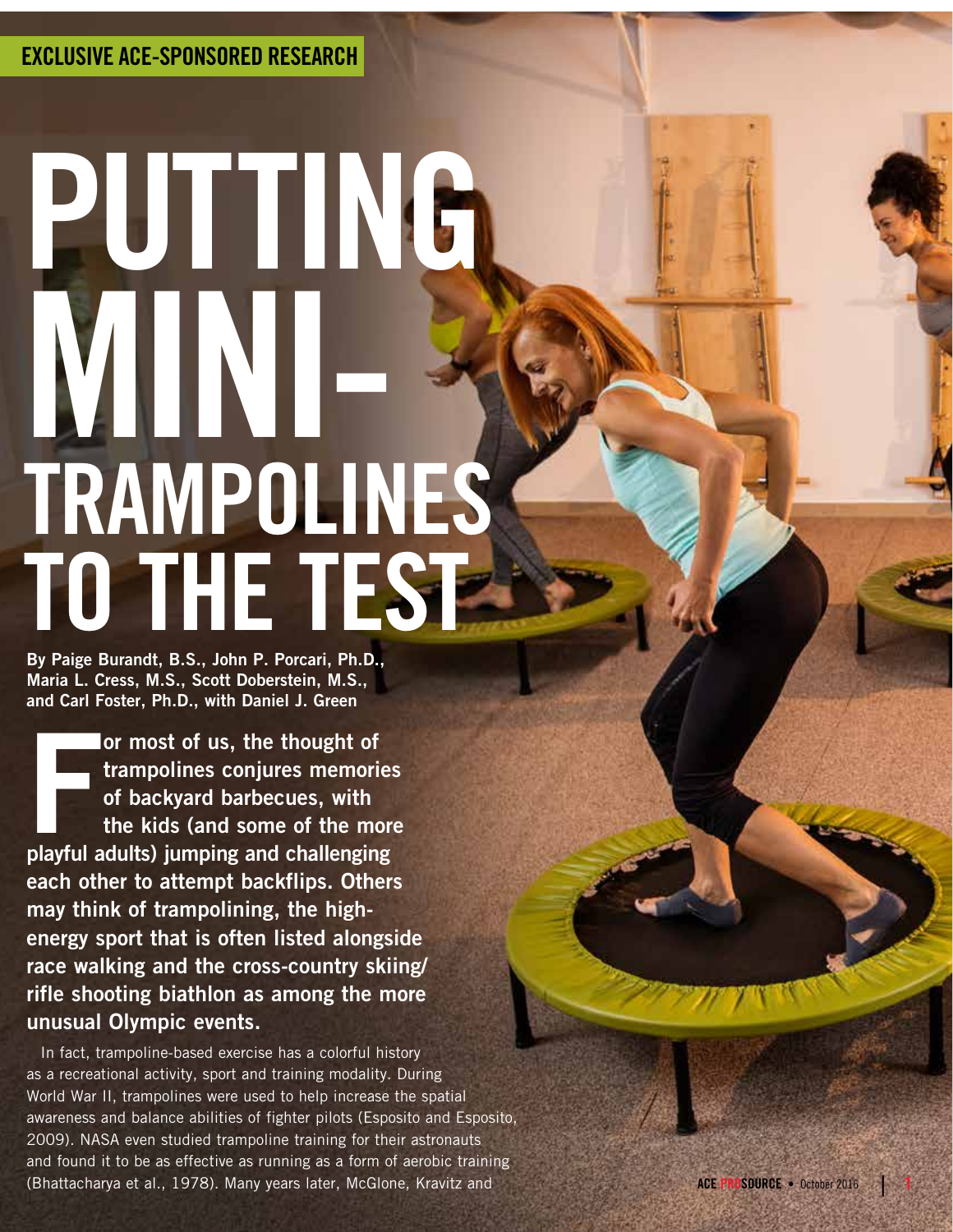EXCLUSIVE ACE-SPONSORED RESEARCH

# PUTTING MINI-TRAMPOLINES TO THE TEST

By Paige Burandt, B.S., John P. Porcari, Ph.D., Maria L. Cress, M.S., Scott Doberstein, M.S., and Carl Foster, Ph.D., with Daniel J. Green

**For most of us, the thought of trampolines conjures memories of backyard barbecues, with the kids (and some of the more playful adults) jumping and challenging each other to attempt backflips. Others may think of trampolining, the high-energy sport that is often listed alongside race walking and the cross-country skiing/rifle shooting biathlon as among the more unusual Olympic events.**

In fact, trampoline-based exercise has a colorful history as a recreational activity, sport and training modality. During World War II, trampolines were used to help increase the spatial awareness and balance abilities of fighter pilots (Esposito and Esposito, 2009). NASA even studied trampoline training for their astronauts and found it to be as effective as running as a form of aerobic training (Bhattacharya et al., 1978). Many years later, McGlone, Kravitz and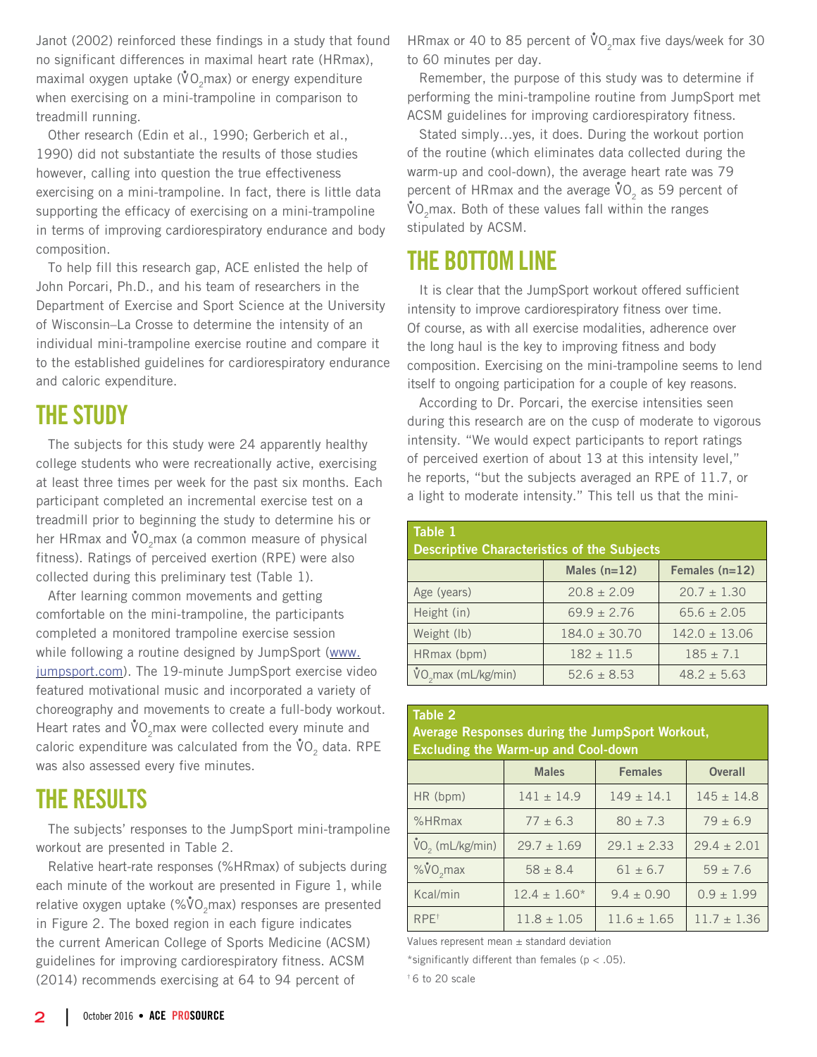Janot (2002) reinforced these findings in a study that found no significant differences in maximal heart rate (HRmax), maximal oxygen uptake ($\dot{V}O_2$max) or energy expenditure when exercising on a mini-trampoline in comparison to treadmill running.

Other research (Edin et al., 1990; Gerberich et al., 1990) did not substantiate the results of those studies however, calling into question the true effectiveness exercising on a mini-trampoline. In fact, there is little data supporting the efficacy of exercising on a mini-trampoline in terms of improving cardiorespiratory endurance and body composition.

To help fill this research gap, ACE enlisted the help of John Porcari, Ph.D., and his team of researchers in the Department of Exercise and Sport Science at the University of Wisconsin–La Crosse to determine the intensity of an individual mini-trampoline exercise routine and compare it to the established guidelines for cardiorespiratory endurance and caloric expenditure.

## THE STUDY

The subjects for this study were 24 apparently healthy college students who were recreationally active, exercising at least three times per week for the past six months. Each participant completed an incremental exercise test on a treadmill prior to beginning the study to determine his or her HRmax and $\dot{V}O_2$max (a common measure of physical fitness). Ratings of perceived exertion (RPE) were also collected during this preliminary test (Table 1).

After learning common movements and getting comfortable on the mini-trampoline, the participants completed a monitored trampoline exercise session while following a routine designed by JumpSport (www.jumpsport.com). The 19-minute JumpSport exercise video featured motivational music and incorporated a variety of choreography and movements to create a full-body workout. Heart rates and $\dot{V}O_2$max were collected every minute and caloric expenditure was calculated from the $\dot{V}O_2$ data. RPE was also assessed every five minutes.

## THE RESULTS

The subjects' responses to the JumpSport mini-trampoline workout are presented in Table 2.

Relative heart-rate responses (%HRmax) of subjects during each minute of the workout are presented in Figure 1, while relative oxygen uptake (%$\dot{V}O_2$max) responses are presented in Figure 2. The boxed region in each figure indicates the current American College of Sports Medicine (ACSM) guidelines for improving cardiorespiratory fitness. ACSM (2014) recommends exercising at 64 to 94 percent of HRmax or 40 to 85 percent of $\dot{V}O_2$max five days/week for 30 to 60 minutes per day.

Remember, the purpose of this study was to determine if performing the mini-trampoline routine from JumpSport met ACSM guidelines for improving cardiorespiratory fitness.

Stated simply…yes, it does. During the workout portion of the routine (which eliminates data collected during the warm-up and cool-down), the average heart rate was 79 percent of HRmax and the average $\dot{V}O_2$ as 59 percent of $\dot{V}O_2$max. Both of these values fall within the ranges stipulated by ACSM.

## THE BOTTOM LINE

It is clear that the JumpSport workout offered sufficient intensity to improve cardiorespiratory fitness over time. Of course, as with all exercise modalities, adherence over the long haul is the key to improving fitness and body composition. Exercising on the mini-trampoline seems to lend itself to ongoing participation for a couple of key reasons.

According to Dr. Porcari, the exercise intensities seen during this research are on the cusp of moderate to vigorous intensity. "We would expect participants to report ratings of perceived exertion of about 13 at this intensity level," he reports, "but the subjects averaged an RPE of 11.7, or a light to moderate intensity." This tell us that the mini-

**Table 1**
**Descriptive Characteristics of the Subjects**

| | Males (n=12) | Females (n=12) |
|---|---|---|
| Age (years) | 20.8 ± 2.09 | 20.7 ± 1.30 |
| Height (in) | 69.9 ± 2.76 | 65.6 ± 2.05 |
| Weight (lb) | 184.0 ± 30.70 | 142.0 ± 13.06 |
| HRmax (bpm) | 182 ± 11.5 | 185 ± 7.1 |
| $\dot{V}O_2$max (mL/kg/min) | 52.6 ± 8.53 | 48.2 ± 5.63 |

**Table 2**
**Average Responses during the JumpSport Workout, Excluding the Warm-up and Cool-down**

| | Males | Females | Overall |
|---|---|---|---|
| HR (bpm) | 141 ± 14.9 | 149 ± 14.1 | 145 ± 14.8 |
| %HRmax | 77 ± 6.3 | 80 ± 7.3 | 79 ± 6.9 |
| $\dot{V}O_2$ (mL/kg/min) | 29.7 ± 1.69 | 29.1 ± 2.33 | 29.4 ± 2.01 |
| %$\dot{V}O_2$max | 58 ± 8.4 | 61 ± 6.7 | 59 ± 7.6 |
| Kcal/min | 12.4 ± 1.60* | 9.4 ± 0.90 | 0.9 ± 1.99 |
| RPE† | 11.8 ± 1.05 | 11.6 ± 1.65 | 11.7 ± 1.36 |

Values represent mean ± standard deviation

*significantly different than females ($p < .05$).

† 6 to 20 scale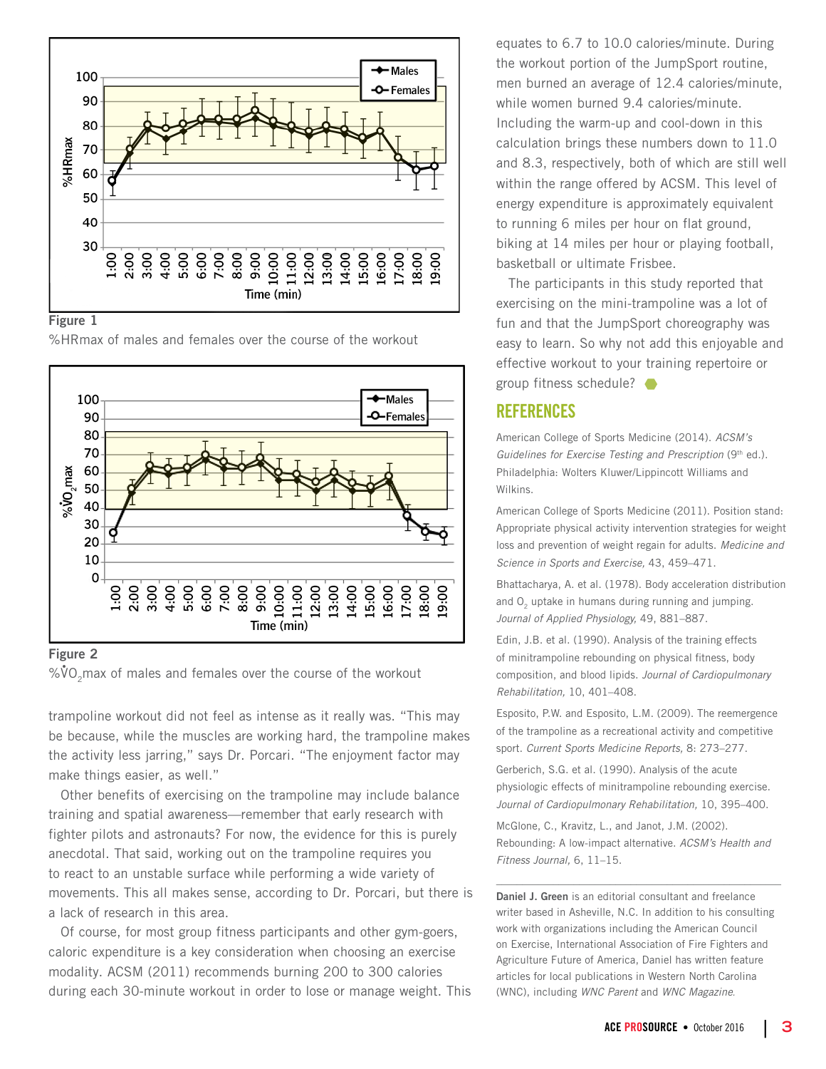Males
Females

100
90
80
70
60
50
40
30

%HRmax

1:00 2:00 3:00 4:00 5:00 6:00 7:00 8:00 9:00 10:00 11:00 12:00 13:00 14:00 15:00 16:00 17:00 18:00 19:00

Time (min)

**Figure 1**

%HRmax of males and females over the course of the workout

Males
Females

100
90
80
70
60
50
40
30
20
10
0

$\%\dot{V}O_2max$

1:00 2:00 3:00 4:00 5:00 6:00 7:00 8:00 9:00 10:00 11:00 12:00 13:00 14:00 15:00 16:00 17:00 18:00 19:00

Time (min)

**Figure 2**

$\%\dot{V}O_2max$ of males and females over the course of the workout

trampoline workout did not feel as intense as it really was. "This may be because, while the muscles are working hard, the trampoline makes the activity less jarring," says Dr. Porcari. "The enjoyment factor may make things easier, as well."

Other benefits of exercising on the trampoline may include balance training and spatial awareness—remember that early research with fighter pilots and astronauts? For now, the evidence for this is purely anecdotal. That said, working out on the trampoline requires you to react to an unstable surface while performing a wide variety of movements. This all makes sense, according to Dr. Porcari, but there is a lack of research in this area.

Of course, for most group fitness participants and other gym-goers, caloric expenditure is a key consideration when choosing an exercise modality. ACSM (2011) recommends burning 200 to 300 calories during each 30-minute workout in order to lose or manage weight. This equates to 6.7 to 10.0 calories/minute. During the workout portion of the JumpSport routine, men burned an average of 12.4 calories/minute, while women burned 9.4 calories/minute. Including the warm-up and cool-down in this calculation brings these numbers down to 11.0 and 8.3, respectively, both of which are still well within the range offered by ACSM. This level of energy expenditure is approximately equivalent to running 6 miles per hour on flat ground, biking at 14 miles per hour or playing football, basketball or ultimate Frisbee.

The participants in this study reported that exercising on the mini-trampoline was a lot of fun and that the JumpSport choreography was easy to learn. So why not add this enjoyable and effective workout to your training repertoire or group fitness schedule?

## REFERENCES

American College of Sports Medicine (2014). *ACSM's Guidelines for Exercise Testing and Prescription* (9th ed.). Philadelphia: Wolters Kluwer/Lippincott Williams and Wilkins.

American College of Sports Medicine (2011). Position stand: Appropriate physical activity intervention strategies for weight loss and prevention of weight regain for adults. *Medicine and Science in Sports and Exercise,* 43, 459–471.

Bhattacharya, A. et al. (1978). Body acceleration distribution and $O_2$ uptake in humans during running and jumping. *Journal of Applied Physiology,* 49, 881–887.

Edin, J.B. et al. (1990). Analysis of the training effects of minitrampoline rebounding on physical fitness, body composition, and blood lipids. *Journal of Cardiopulmonary Rehabilitation,* 10, 401–408.

Esposito, P.W. and Esposito, L.M. (2009). The reemergence of the trampoline as a recreational activity and competitive sport. *Current Sports Medicine Reports,* 8: 273–277.

Gerberich, S.G. et al. (1990). Analysis of the acute physiologic effects of minitrampoline rebounding exercise. *Journal of Cardiopulmonary Rehabilitation,* 10, 395–400.

McGlone, C., Kravitz, L., and Janot, J.M. (2002). Rebounding: A low-impact alternative. *ACSM's Health and Fitness Journal,* 6, 11–15.

---

**Daniel J. Green** is an editorial consultant and freelance writer based in Asheville, N.C. In addition to his consulting work with organizations including the American Council on Exercise, International Association of Fire Fighters and Agriculture Future of America, Daniel has written feature articles for local publications in Western North Carolina (WNC), including *WNC Parent* and *WNC Magazine.*